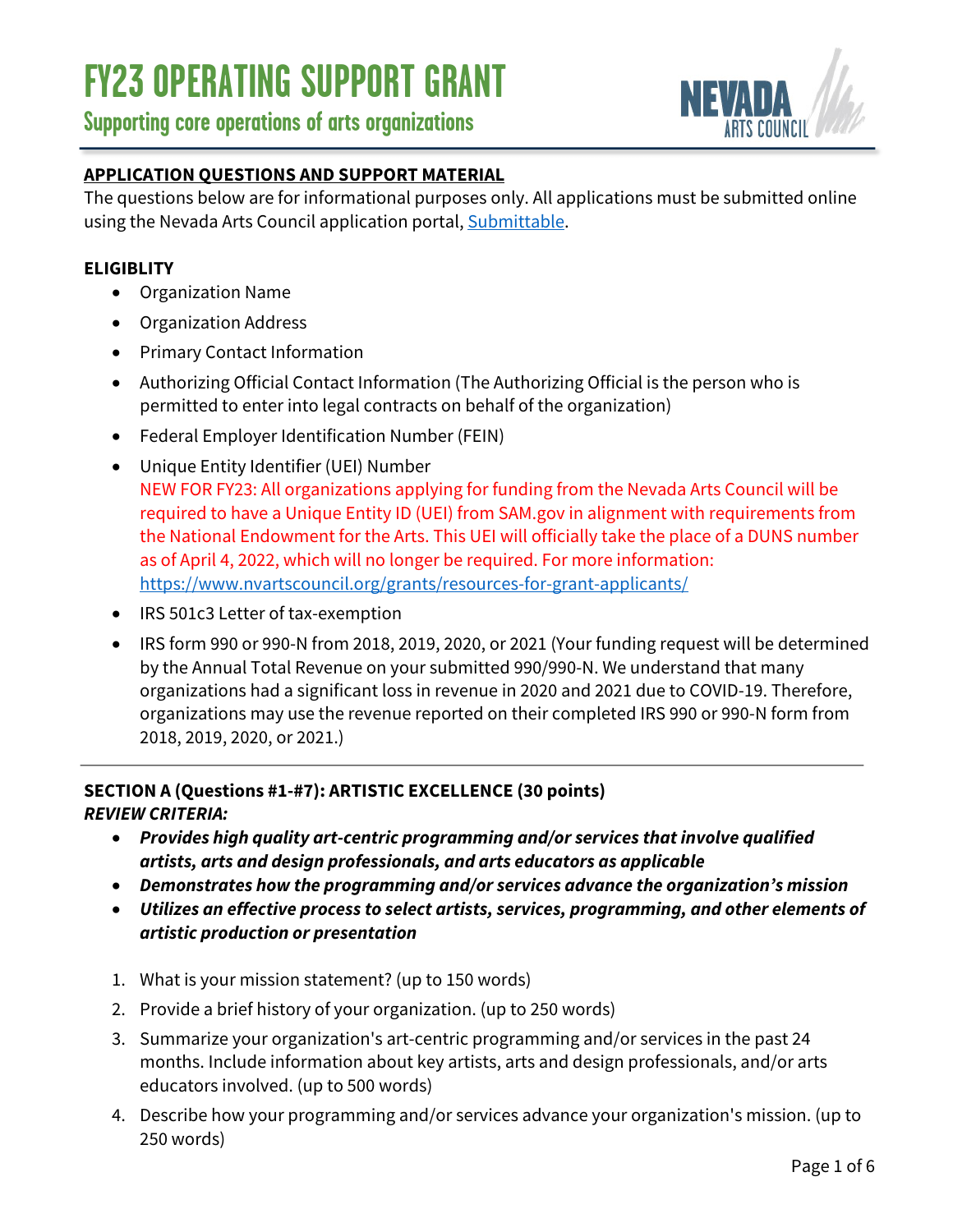# FY23 OPERATING SUPPORT GRANT

## Supporting core operations of arts organizations

NEVADA ARTS COUNCIL

**APPLICATION QUESTIONS AND SUPPORT MATERIAL**

The questions below are for informational purposes only. All applications must be submitted online using the Nevada Arts Council application portal, [Submittable](Submittable).

**ELIGIBLITY**

- Organization Name
- Organization Address
- Primary Contact Information
- Authorizing Official Contact Information (The Authorizing Official is the person who is permitted to enter into legal contracts on behalf of the organization)
- Federal Employer Identification Number (FEIN)
- Unique Entity Identifier (UEI) Number
  NEW FOR FY23: All organizations applying for funding from the Nevada Arts Council will be required to have a Unique Entity ID (UEI) from SAM.gov in alignment with requirements from the National Endowment for the Arts. This UEI will officially take the place of a DUNS number as of April 4, 2022, which will no longer be required. For more information: https://www.nvartscouncil.org/grants/resources-for-grant-applicants/
- IRS 501c3 Letter of tax-exemption
- IRS form 990 or 990-N from 2018, 2019, 2020, or 2021 (Your funding request will be determined by the Annual Total Revenue on your submitted 990/990-N. We understand that many organizations had a significant loss in revenue in 2020 and 2021 due to COVID-19. Therefore, organizations may use the revenue reported on their completed IRS 990 or 990-N form from 2018, 2019, 2020, or 2021.)

---

**SECTION A (Questions #1-#7): ARTISTIC EXCELLENCE (30 points)**

***REVIEW CRITERIA:***

- ***Provides high quality art-centric programming and/or services that involve qualified artists, arts and design professionals, and arts educators as applicable***
- ***Demonstrates how the programming and/or services advance the organization's mission***
- ***Utilizes an effective process to select artists, services, programming, and other elements of artistic production or presentation***

1. What is your mission statement? (up to 150 words)
2. Provide a brief history of your organization. (up to 250 words)
3. Summarize your organization's art-centric programming and/or services in the past 24 months. Include information about key artists, arts and design professionals, and/or arts educators involved. (up to 500 words)
4. Describe how your programming and/or services advance your organization's mission. (up to 250 words)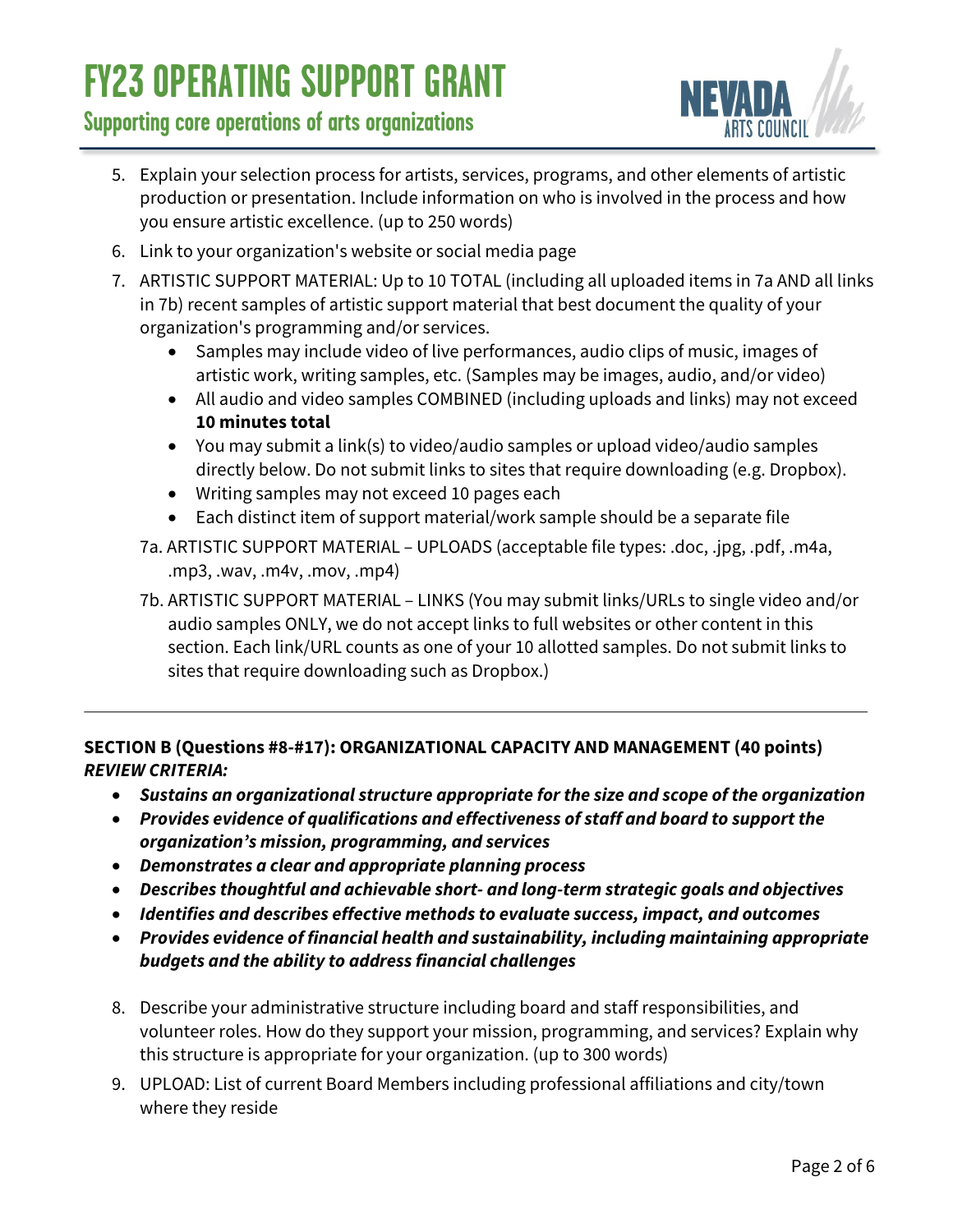5. Explain your selection process for artists, services, programs, and other elements of artistic production or presentation. Include information on who is involved in the process and how you ensure artistic excellence. (up to 250 words)
6. Link to your organization's website or social media page
7. ARTISTIC SUPPORT MATERIAL: Up to 10 TOTAL (including all uploaded items in 7a AND all links in 7b) recent samples of artistic support material that best document the quality of your organization's programming and/or services.
   - Samples may include video of live performances, audio clips of music, images of artistic work, writing samples, etc. (Samples may be images, audio, and/or video)
   - All audio and video samples COMBINED (including uploads and links) may not exceed **10 minutes total**
   - You may submit a link(s) to video/audio samples or upload video/audio samples directly below. Do not submit links to sites that require downloading (e.g. Dropbox).
   - Writing samples may not exceed 10 pages each
   - Each distinct item of support material/work sample should be a separate file

   7a. ARTISTIC SUPPORT MATERIAL – UPLOADS (acceptable file types: .doc, .jpg, .pdf, .m4a, .mp3, .wav, .m4v, .mov, .mp4)

   7b. ARTISTIC SUPPORT MATERIAL – LINKS (You may submit links/URLs to single video and/or audio samples ONLY, we do not accept links to full websites or other content in this section. Each link/URL counts as one of your 10 allotted samples. Do not submit links to sites that require downloading such as Dropbox.)

---

**SECTION B (Questions #8-#17): ORGANIZATIONAL CAPACITY AND MANAGEMENT (40 points)**
***REVIEW CRITERIA:***

- ***Sustains an organizational structure appropriate for the size and scope of the organization***
- ***Provides evidence of qualifications and effectiveness of staff and board to support the organization's mission, programming, and services***
- ***Demonstrates a clear and appropriate planning process***
- ***Describes thoughtful and achievable short- and long-term strategic goals and objectives***
- ***Identifies and describes effective methods to evaluate success, impact, and outcomes***
- ***Provides evidence of financial health and sustainability, including maintaining appropriate budgets and the ability to address financial challenges***

8. Describe your administrative structure including board and staff responsibilities, and volunteer roles. How do they support your mission, programming, and services? Explain why this structure is appropriate for your organization. (up to 300 words)
9. UPLOAD: List of current Board Members including professional affiliations and city/town where they reside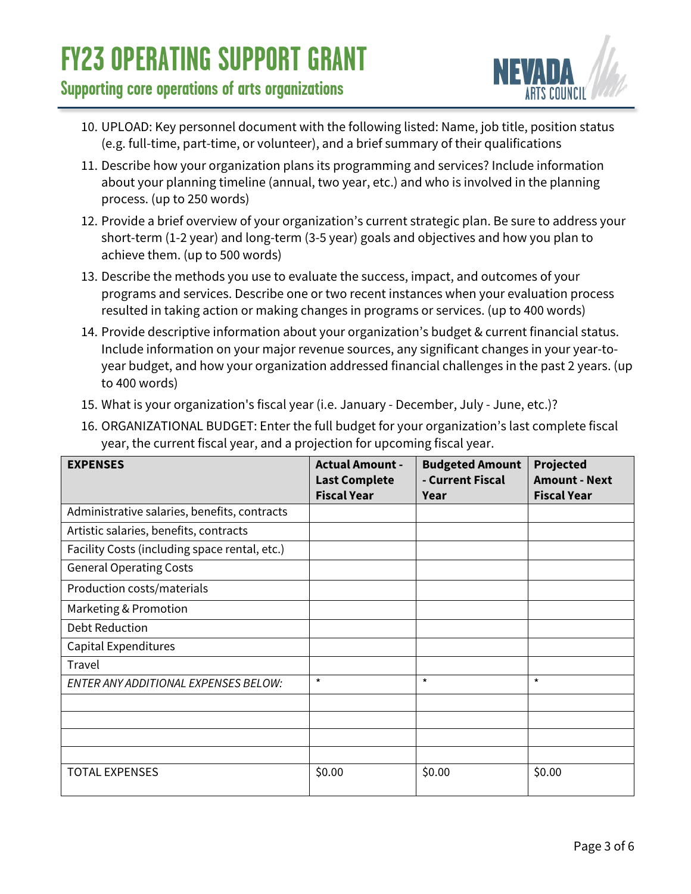10. UPLOAD: Key personnel document with the following listed: Name, job title, position status (e.g. full-time, part-time, or volunteer), and a brief summary of their qualifications
11. Describe how your organization plans its programming and services? Include information about your planning timeline (annual, two year, etc.) and who is involved in the planning process. (up to 250 words)
12. Provide a brief overview of your organization's current strategic plan. Be sure to address your short-term (1-2 year) and long-term (3-5 year) goals and objectives and how you plan to achieve them. (up to 500 words)
13. Describe the methods you use to evaluate the success, impact, and outcomes of your programs and services. Describe one or two recent instances when your evaluation process resulted in taking action or making changes in programs or services. (up to 400 words)
14. Provide descriptive information about your organization's budget & current financial status. Include information on your major revenue sources, any significant changes in your year-to-year budget, and how your organization addressed financial challenges in the past 2 years. (up to 400 words)
15. What is your organization's fiscal year (i.e. January - December, July - June, etc.)?
16. ORGANIZATIONAL BUDGET: Enter the full budget for your organization's last complete fiscal year, the current fiscal year, and a projection for upcoming fiscal year.

| **EXPENSES** | **Actual Amount - Last Complete Fiscal Year** | **Budgeted Amount - Current Fiscal Year** | **Projected Amount - Next Fiscal Year** |
|---|---|---|---|
| Administrative salaries, benefits, contracts | | | |
| Artistic salaries, benefits, contracts | | | |
| Facility Costs (including space rental, etc.) | | | |
| General Operating Costs | | | |
| Production costs/materials | | | |
| Marketing & Promotion | | | |
| Debt Reduction | | | |
| Capital Expenditures | | | |
| Travel | | | |
| *ENTER ANY ADDITIONAL EXPENSES BELOW:* | * | * | * |
| | | | |
| | | | |
| | | | |
| | | | |
| TOTAL EXPENSES | $0.00 | $0.00 | $0.00 |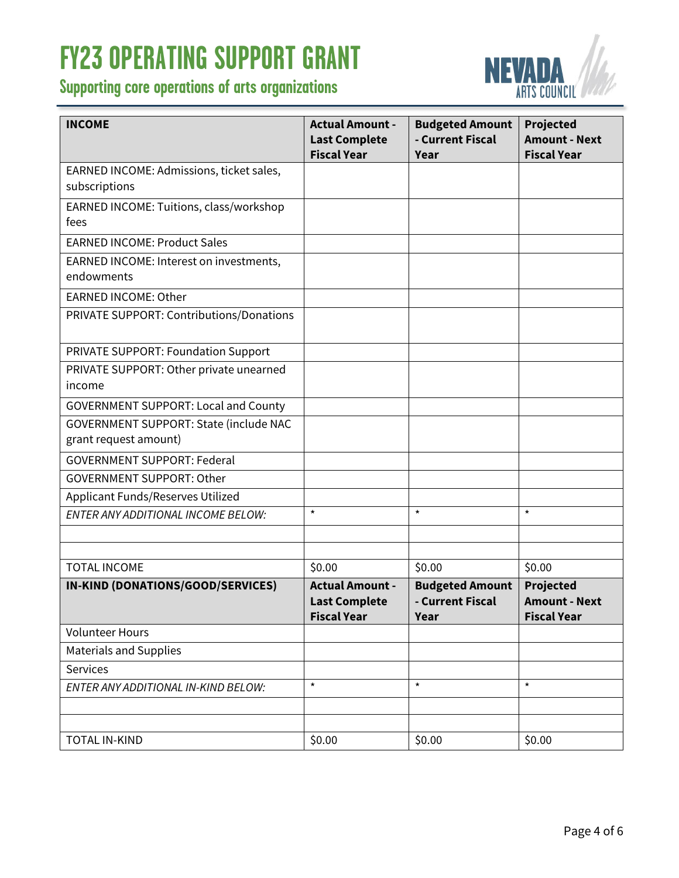# FY23 OPERATING SUPPORT GRANT

## Supporting core operations of arts organizations

| **INCOME** | **Actual Amount - Last Complete Fiscal Year** | **Budgeted Amount - Current Fiscal Year** | **Projected Amount - Next Fiscal Year** |
|---|---|---|---|
| EARNED INCOME: Admissions, ticket sales, subscriptions | | | |
| EARNED INCOME: Tuitions, class/workshop fees | | | |
| EARNED INCOME: Product Sales | | | |
| EARNED INCOME: Interest on investments, endowments | | | |
| EARNED INCOME: Other | | | |
| PRIVATE SUPPORT: Contributions/Donations | | | |
| PRIVATE SUPPORT: Foundation Support | | | |
| PRIVATE SUPPORT: Other private unearned income | | | |
| GOVERNMENT SUPPORT: Local and County | | | |
| GOVERNMENT SUPPORT: State (include NAC grant request amount) | | | |
| GOVERNMENT SUPPORT: Federal | | | |
| GOVERNMENT SUPPORT: Other | | | |
| Applicant Funds/Reserves Utilized | | | |
| *ENTER ANY ADDITIONAL INCOME BELOW:* | * | * | * |
| | | | |
| | | | |
| TOTAL INCOME | $0.00 | $0.00 | $0.00 |
| **IN-KIND (DONATIONS/GOOD/SERVICES)** | **Actual Amount - Last Complete Fiscal Year** | **Budgeted Amount - Current Fiscal Year** | **Projected Amount - Next Fiscal Year** |
| Volunteer Hours | | | |
| Materials and Supplies | | | |
| Services | | | |
| *ENTER ANY ADDITIONAL IN-KIND BELOW:* | * | * | * |
| | | | |
| | | | |
| TOTAL IN-KIND | $0.00 | $0.00 | $0.00 |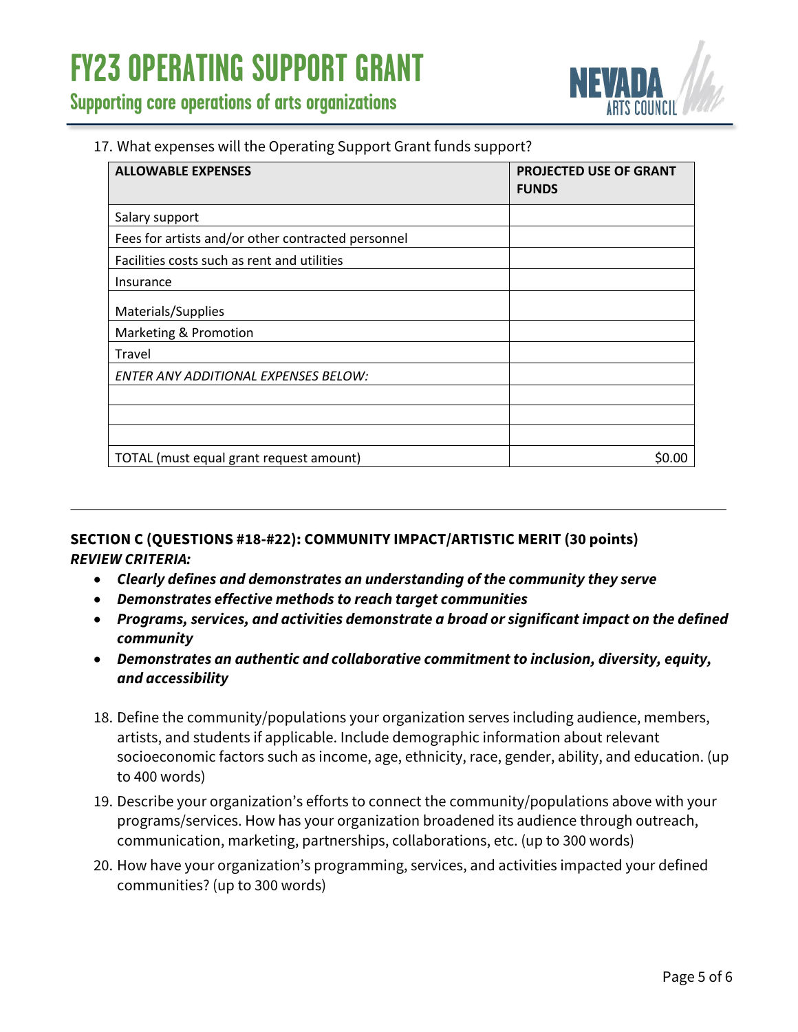17. What expenses will the Operating Support Grant funds support?

| ALLOWABLE EXPENSES | PROJECTED USE OF GRANT FUNDS |
|---|---|
| Salary support | |
| Fees for artists and/or other contracted personnel | |
| Facilities costs such as rent and utilities | |
| Insurance | |
| Materials/Supplies | |
| Marketing & Promotion | |
| Travel | |
| *ENTER ANY ADDITIONAL EXPENSES BELOW:* | |
| | |
| | |
| | |
| TOTAL (must equal grant request amount) | $0.00 |

---

**SECTION C (QUESTIONS #18-#22): COMMUNITY IMPACT/ARTISTIC MERIT (30 points)**
***REVIEW CRITERIA:***

- ***Clearly defines and demonstrates an understanding of the community they serve***
- ***Demonstrates effective methods to reach target communities***
- ***Programs, services, and activities demonstrate a broad or significant impact on the defined community***
- ***Demonstrates an authentic and collaborative commitment to inclusion, diversity, equity, and accessibility***

18. Define the community/populations your organization serves including audience, members, artists, and students if applicable. Include demographic information about relevant socioeconomic factors such as income, age, ethnicity, race, gender, ability, and education. (up to 400 words)
19. Describe your organization's efforts to connect the community/populations above with your programs/services. How has your organization broadened its audience through outreach, communication, marketing, partnerships, collaborations, etc. (up to 300 words)
20. How have your organization's programming, services, and activities impacted your defined communities? (up to 300 words)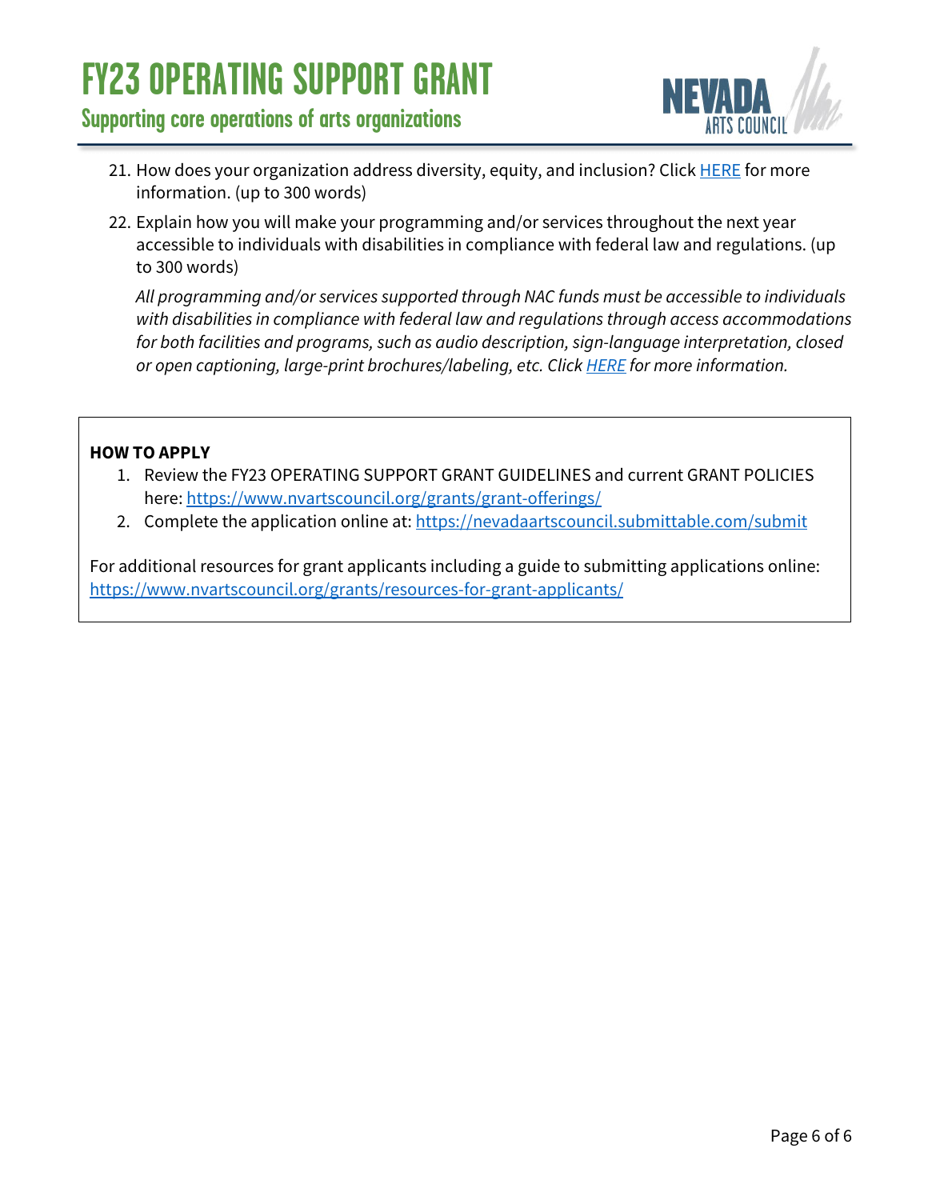21. How does your organization address diversity, equity, and inclusion? Click HERE for more information. (up to 300 words)
22. Explain how you will make your programming and/or services throughout the next year accessible to individuals with disabilities in compliance with federal law and regulations. (up to 300 words)

    *All programming and/or services supported through NAC funds must be accessible to individuals with disabilities in compliance with federal law and regulations through access accommodations for both facilities and programs, such as audio description, sign-language interpretation, closed or open captioning, large-print brochures/labeling, etc. Click HERE for more information.*

**HOW TO APPLY**

1. Review the FY23 OPERATING SUPPORT GRANT GUIDELINES and current GRANT POLICIES here: https://www.nvartscouncil.org/grants/grant-offerings/
2. Complete the application online at: https://nevadaartscouncil.submittable.com/submit

For additional resources for grant applicants including a guide to submitting applications online: https://www.nvartscouncil.org/grants/resources-for-grant-applicants/